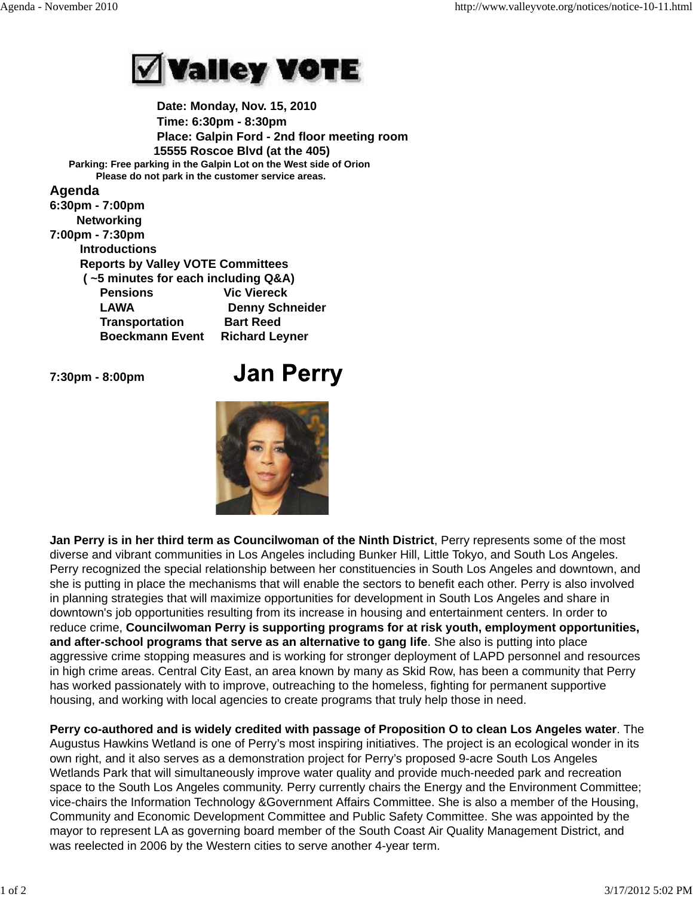# Valley VOTE

**Date: Monday, Nov. 15, 2010**
**Time: 6:30pm - 8:30pm**
**Place: Galpin Ford - 2nd floor meeting room**
**15555 Roscoe Blvd (at the 405)**

**Parking: Free parking in the Galpin Lot on the West side of Orion**
**Please do not park in the customer service areas.**

## Agenda

**6:30pm - 7:00pm**

**Networking**

**7:00pm - 7:30pm**

**Introductions**

**Reports by Valley VOTE Committees**
**( ~5 minutes for each including Q&A)**

| | |
|---|---|
| **Pensions** | **Vic Viereck** |
| **LAWA** | **Denny Schneider** |
| **Transportation** | **Bart Reed** |
| **Boeckmann Event** | **Richard Leyner** |

**7:30pm - 8:00pm**

## Jan Perry

**Jan Perry is in her third term as Councilwoman of the Ninth District**, Perry represents some of the most diverse and vibrant communities in Los Angeles including Bunker Hill, Little Tokyo, and South Los Angeles. Perry recognized the special relationship between her constituencies in South Los Angeles and downtown, and she is putting in place the mechanisms that will enable the sectors to benefit each other. Perry is also involved in planning strategies that will maximize opportunities for development in South Los Angeles and share in downtown's job opportunities resulting from its increase in housing and entertainment centers. In order to reduce crime, **Councilwoman Perry is supporting programs for at risk youth, employment opportunities, and after-school programs that serve as an alternative to gang life**. She also is putting into place aggressive crime stopping measures and is working for stronger deployment of LAPD personnel and resources in high crime areas. Central City East, an area known by many as Skid Row, has been a community that Perry has worked passionately with to improve, outreaching to the homeless, fighting for permanent supportive housing, and working with local agencies to create programs that truly help those in need.

**Perry co-authored and is widely credited with passage of Proposition O to clean Los Angeles water**. The Augustus Hawkins Wetland is one of Perry's most inspiring initiatives. The project is an ecological wonder in its own right, and it also serves as a demonstration project for Perry's proposed 9-acre South Los Angeles Wetlands Park that will simultaneously improve water quality and provide much-needed park and recreation space to the South Los Angeles community. Perry currently chairs the Energy and the Environment Committee; vice-chairs the Information Technology &Government Affairs Committee. She is also a member of the Housing, Community and Economic Development Committee and Public Safety Committee. She was appointed by the mayor to represent LA as governing board member of the South Coast Air Quality Management District, and was reelected in 2006 by the Western cities to serve another 4-year term.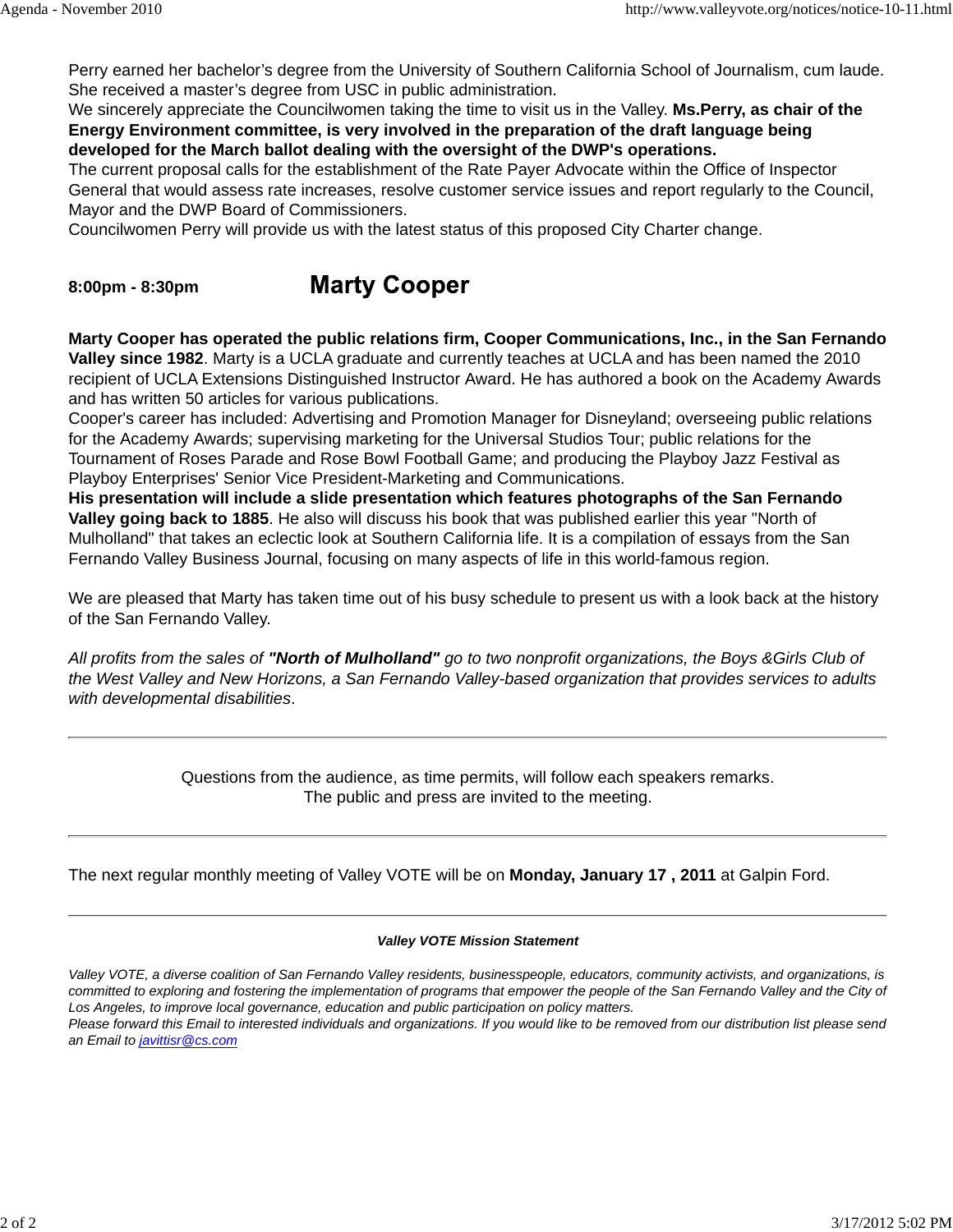Perry earned her bachelor's degree from the University of Southern California School of Journalism, cum laude. She received a master's degree from USC in public administration.
We sincerely appreciate the Councilwomen taking the time to visit us in the Valley. **Ms.Perry, as chair of the Energy Environment committee, is very involved in the preparation of the draft language being developed for the March ballot dealing with the oversight of the DWP's operations.**
The current proposal calls for the establishment of the Rate Payer Advocate within the Office of Inspector General that would assess rate increases, resolve customer service issues and report regularly to the Council, Mayor and the DWP Board of Commissioners.
Councilwomen Perry will provide us with the latest status of this proposed City Charter change.

**8:00pm - 8:30pm** **Marty Cooper**

**Marty Cooper has operated the public relations firm, Cooper Communications, Inc., in the San Fernando Valley since 1982**. Marty is a UCLA graduate and currently teaches at UCLA and has been named the 2010 recipient of UCLA Extensions Distinguished Instructor Award. He has authored a book on the Academy Awards and has written 50 articles for various publications.
Cooper's career has included: Advertising and Promotion Manager for Disneyland; overseeing public relations for the Academy Awards; supervising marketing for the Universal Studios Tour; public relations for the Tournament of Roses Parade and Rose Bowl Football Game; and producing the Playboy Jazz Festival as Playboy Enterprises' Senior Vice President-Marketing and Communications.
**His presentation will include a slide presentation which features photographs of the San Fernando Valley going back to 1885**. He also will discuss his book that was published earlier this year "North of Mulholland" that takes an eclectic look at Southern California life. It is a compilation of essays from the San Fernando Valley Business Journal, focusing on many aspects of life in this world-famous region.

We are pleased that Marty has taken time out of his busy schedule to present us with a look back at the history of the San Fernando Valley.

*All profits from the sales of **"North of Mulholland"** go to two nonprofit organizations, the Boys &Girls Club of the West Valley and New Horizons, a San Fernando Valley-based organization that provides services to adults with developmental disabilities*.

---

Questions from the audience, as time permits, will follow each speakers remarks.
The public and press are invited to the meeting.

---

The next regular monthly meeting of Valley VOTE will be on **Monday, January 17 , 2011** at Galpin Ford.

---

***Valley VOTE Mission Statement***

*Valley VOTE, a diverse coalition of San Fernando Valley residents, businesspeople, educators, community activists, and organizations, is committed to exploring and fostering the implementation of programs that empower the people of the San Fernando Valley and the City of Los Angeles, to improve local governance, education and public participation on policy matters.*
*Please forward this Email to interested individuals and organizations. If you would like to be removed from our distribution list please send an Email to javittisr@cs.com*